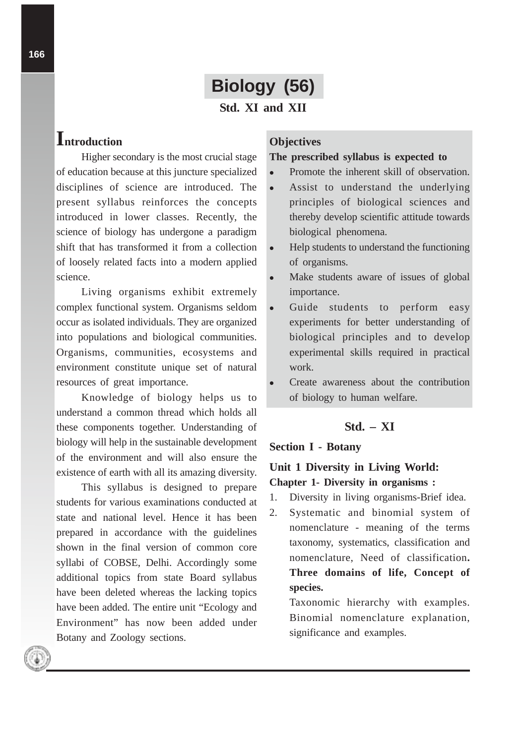# Biology (56)

**Std. XI and XII**

## Introduction

Higher secondary is the most crucial stage of education because at this juncture specialized disciplines of science are introduced. The present syllabus reinforces the concepts introduced in lower classes. Recently, the science of biology has undergone a paradigm shift that has transformed it from a collection of loosely related facts into a modern applied science.

Living organisms exhibit extremely complex functional system. Organisms seldom occur as isolated individuals. They are organized into populations and biological communities. Organisms, communities, ecosystems and environment constitute unique set of natural resources of great importance.

Knowledge of biology helps us to understand a common thread which holds all these components together. Understanding of biology will help in the sustainable development of the environment and will also ensure the existence of earth with all its amazing diversity.

This syllabus is designed to prepare students for various examinations conducted at state and national level. Hence it has been prepared in accordance with the guidelines shown in the final version of common core syllabi of COBSE, Delhi. Accordingly some additional topics from state Board syllabus have been deleted whereas the lacking topics have been added. The entire unit "Ecology and Environment" has now been added under Botany and Zoology sections.

## Objectives

**The prescribed syllabus is expected to**

- Promote the inherent skill of observation.
- Assist to understand the underlying principles of biological sciences and thereby develop scientific attitude towards biological phenomena.
- Help students to understand the functioning of organisms.
- Make students aware of issues of global importance.
- Guide students to perform easy experiments for better understanding of biological principles and to develop experimental skills required in practical work.
- Create awareness about the contribution of biology to human welfare.

## Std. – XI

### Section I - Botany

### Unit 1 Diversity in Living World:

**Chapter 1- Diversity in organisms :**

1. Diversity in living organisms-Brief idea.
2. Systematic and binomial system of nomenclature - meaning of the terms taxonomy, systematics, classification and nomenclature, Need of classification**. Three domains of life, Concept of species.**

   Taxonomic hierarchy with examples. Binomial nomenclature explanation, significance and examples.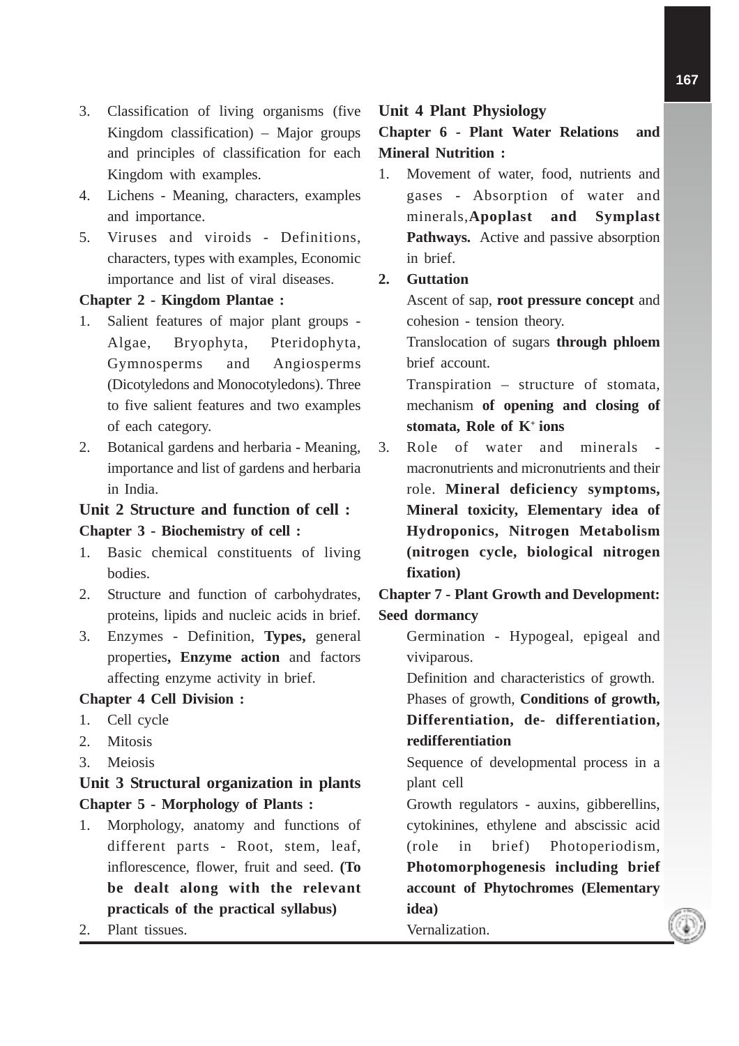3. Classification of living organisms (five Kingdom classification) – Major groups and principles of classification for each Kingdom with examples.
4. Lichens - Meaning, characters, examples and importance.
5. Viruses and viroids - Definitions, characters, types with examples, Economic importance and list of viral diseases.

**Chapter 2 - Kingdom Plantae :**

1. Salient features of major plant groups - Algae, Bryophyta, Pteridophyta, Gymnosperms and Angiosperms (Dicotyledons and Monocotyledons). Three to five salient features and two examples of each category.
2. Botanical gardens and herbaria - Meaning, importance and list of gardens and herbaria in India.

## Unit 2 Structure and function of cell :

**Chapter 3 - Biochemistry of cell :**

1. Basic chemical constituents of living bodies.
2. Structure and function of carbohydrates, proteins, lipids and nucleic acids in brief.
3. Enzymes - Definition, **Types,** general properties**, Enzyme action** and factors affecting enzyme activity in brief.

**Chapter 4 Cell Division :**

1. Cell cycle
2. Mitosis
3. Meiosis

## Unit 3 Structural organization in plants

**Chapter 5 - Morphology of Plants :**

1. Morphology, anatomy and functions of different parts - Root, stem, leaf, inflorescence, flower, fruit and seed. **(To be dealt along with the relevant practicals of the practical syllabus)**
2. Plant tissues.

## Unit 4 Plant Physiology

**Chapter 6 - Plant Water Relations and Mineral Nutrition :**

1. Movement of water, food, nutrients and gases - Absorption of water and minerals,**Apoplast and Symplast Pathways.** Active and passive absorption in brief.
2. **Guttation**

   Ascent of sap, **root pressure concept** and cohesion - tension theory.

   Translocation of sugars **through phloem** brief account.

   Transpiration – structure of stomata, mechanism **of opening and closing of stomata, Role of $K^+$ ions**
3. Role of water and minerals - macronutrients and micronutrients and their role. **Mineral deficiency symptoms, Mineral toxicity, Elementary idea of Hydroponics, Nitrogen Metabolism (nitrogen cycle, biological nitrogen fixation)**

**Chapter 7 - Plant Growth and Development: Seed dormancy**

Germination - Hypogeal, epigeal and viviparous.

Definition and characteristics of growth.

Phases of growth, **Conditions of growth, Differentiation, de- differentiation, redifferentiation**

Sequence of developmental process in a plant cell

Growth regulators - auxins, gibberellins, cytokinines, ethylene and abscissic acid (role in brief) Photoperiodism, **Photomorphogenesis including brief account of Phytochromes (Elementary idea)**

Vernalization.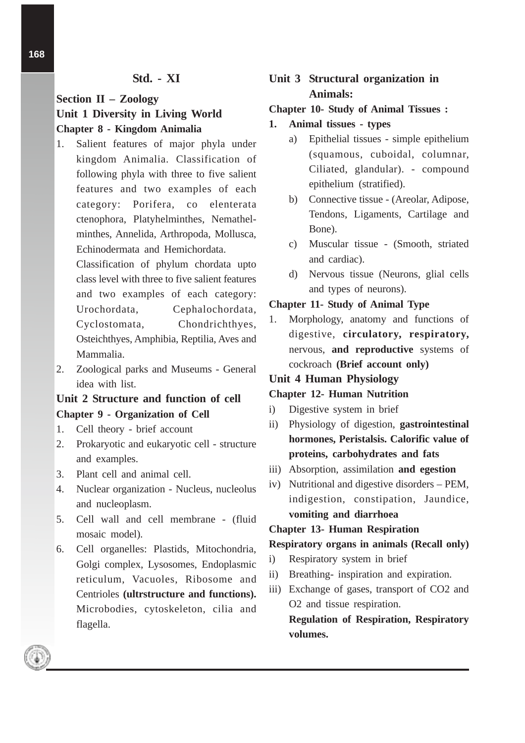## Std. - XI

### Section II – Zoology

### Unit 1 Diversity in Living World

**Chapter 8 - Kingdom Animalia**

1. Salient features of major phyla under kingdom Animalia. Classification of following phyla with three to five salient features and two examples of each category: Porifera, co elenterata ctenophora, Platyhelminthes, Nemathelminthes, Annelida, Arthropoda, Mollusca, Echinodermata and Hemichordata.

   Classification of phylum chordata upto class level with three to five salient features and two examples of each category: Urochordata, Cephalochordata, Cyclostomata, Chondrichthyes, Osteichthyes, Amphibia, Reptilia, Aves and Mammalia.
2. Zoological parks and Museums - General idea with list.

### Unit 2 Structure and function of cell

**Chapter 9 - Organization of Cell**

1. Cell theory - brief account
2. Prokaryotic and eukaryotic cell - structure and examples.
3. Plant cell and animal cell.
4. Nuclear organization - Nucleus, nucleolus and nucleoplasm.
5. Cell wall and cell membrane - (fluid mosaic model).
6. Cell organelles: Plastids, Mitochondria, Golgi complex, Lysosomes, Endoplasmic reticulum, Vacuoles, Ribosome and Centrioles **(ultrstructure and functions).** Microbodies, cytoskeleton, cilia and flagella.

### Unit 3 Structural organization in Animals:

**Chapter 10- Study of Animal Tissues :**

1. **Animal tissues - types**
   a) Epithelial tissues - simple epithelium (squamous, cuboidal, columnar, Ciliated, glandular). - compound epithelium (stratified).
   b) Connective tissue - (Areolar, Adipose, Tendons, Ligaments, Cartilage and Bone).
   c) Muscular tissue - (Smooth, striated and cardiac).
   d) Nervous tissue (Neurons, glial cells and types of neurons).

**Chapter 11- Study of Animal Type**

1. Morphology, anatomy and functions of digestive, **circulatory, respiratory,** nervous, **and reproductive** systems of cockroach **(Brief account only)**

### Unit 4 Human Physiology

**Chapter 12- Human Nutrition**

i) Digestive system in brief
ii) Physiology of digestion, **gastrointestinal hormones, Peristalsis. Calorific value of proteins, carbohydrates and fats**
iii) Absorption, assimilation **and egestion**
iv) Nutritional and digestive disorders – PEM, indigestion, constipation, Jaundice, **vomiting and diarrhoea**

**Chapter 13- Human Respiration**

**Respiratory organs in animals (Recall only)**

i) Respiratory system in brief
ii) Breathing- inspiration and expiration.
iii) Exchange of gases, transport of CO2 and O2 and tissue respiration.

   **Regulation of Respiration, Respiratory volumes.**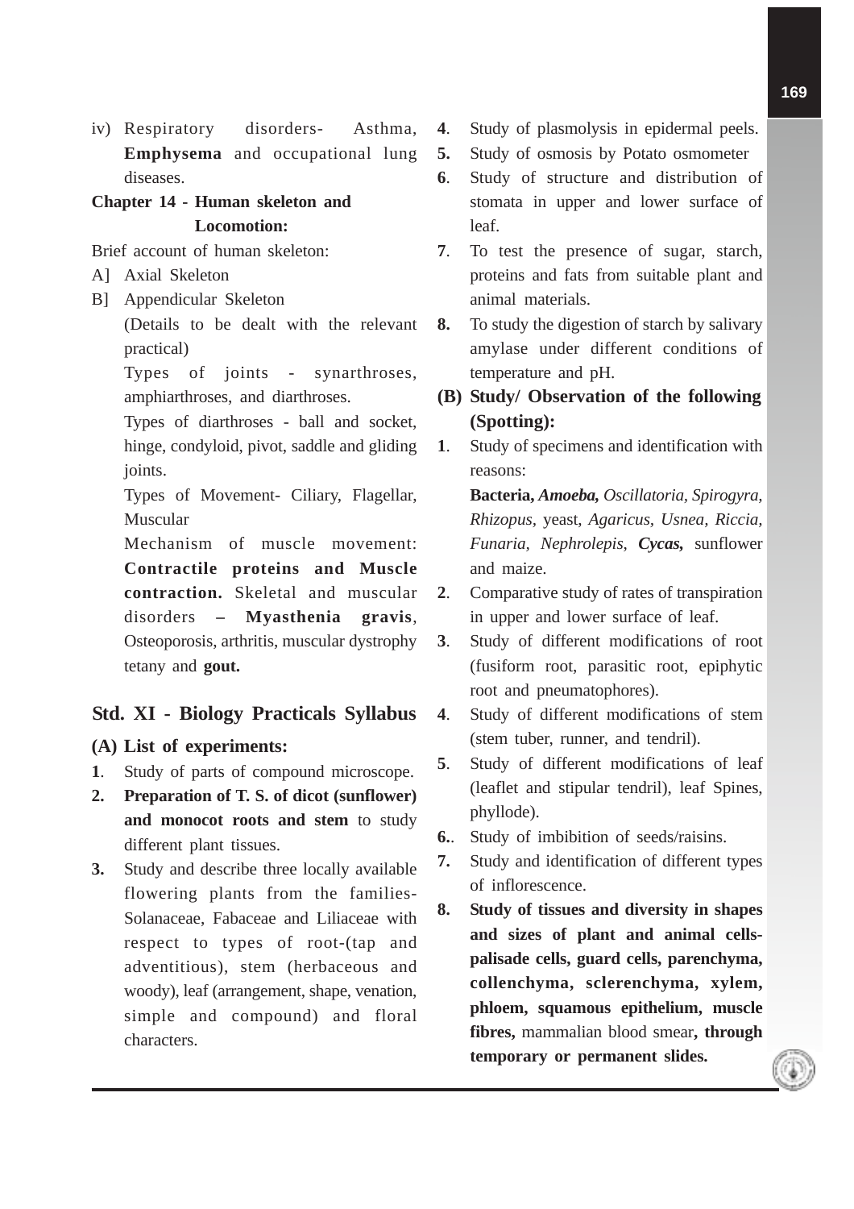iv) Respiratory disorders- Asthma, **Emphysema** and occupational lung diseases.

**Chapter 14 - Human skeleton and Locomotion:**

Brief account of human skeleton:

A] Axial Skeleton

B] Appendicular Skeleton

(Details to be dealt with the relevant practical)

Types of joints - synarthroses, amphiarthroses, and diarthroses.

Types of diarthroses - ball and socket, hinge, condyloid, pivot, saddle and gliding joints.

Types of Movement- Ciliary, Flagellar, Muscular

Mechanism of muscle movement: **Contractile proteins and Muscle contraction.** Skeletal and muscular disorders **– Myasthenia gravis**, Osteoporosis, arthritis, muscular dystrophy tetany and **gout.**

## Std. XI - Biology Practicals Syllabus

### (A) List of experiments:

1. Study of parts of compound microscope.
2. **Preparation of T. S. of dicot (sunflower) and monocot roots and stem** to study different plant tissues.
3. Study and describe three locally available flowering plants from the families- Solanaceae, Fabaceae and Liliaceae with respect to types of root-(tap and adventitious), stem (herbaceous and woody), leaf (arrangement, shape, venation, simple and compound) and floral characters.
4. Study of plasmolysis in epidermal peels.
5. Study of osmosis by Potato osmometer
6. Study of structure and distribution of stomata in upper and lower surface of leaf.
7. To test the presence of sugar, starch, proteins and fats from suitable plant and animal materials.
8. To study the digestion of starch by salivary amylase under different conditions of temperature and pH.

### (B) Study/ Observation of the following (Spotting):

1. Study of specimens and identification with reasons:

   **Bacteria,** ***Amoeba,*** *Oscillatoria, Spirogyra, Rhizopus*, yeast, *Agaricus, Usnea, Riccia, Funaria, Nephrolepis*, ***Cycas,*** sunflower and maize.
2. Comparative study of rates of transpiration in upper and lower surface of leaf.
3. Study of different modifications of root (fusiform root, parasitic root, epiphytic root and pneumatophores).
4. Study of different modifications of stem (stem tuber, runner, and tendril).
5. Study of different modifications of leaf (leaflet and stipular tendril), leaf Spines, phyllode).
6. Study of imbibition of seeds/raisins.
7. Study and identification of different types of inflorescence.
8. **Study of tissues and diversity in shapes and sizes of plant and animal cells- palisade cells, guard cells, parenchyma, collenchyma, sclerenchyma, xylem, phloem, squamous epithelium, muscle fibres,** mammalian blood smear**, through temporary or permanent slides.**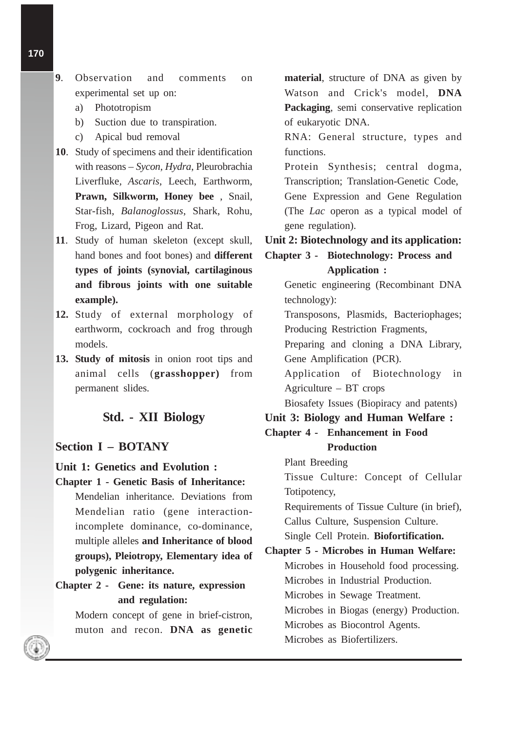9. Observation and comments on experimental set up on:
    a) Phototropism
    b) Suction due to transpiration.
    c) Apical bud removal
10. Study of specimens and their identification with reasons – *Sycon*, *Hydra*, Pleurobrachia Liverfluke, *Ascaris*, Leech, Earthworm, **Prawn, Silkworm, Honey bee** , Snail, Star-fish, *Balanoglossus*, Shark, Rohu, Frog, Lizard, Pigeon and Rat.
11. Study of human skeleton (except skull, hand bones and foot bones) and **different types of joints (synovial, cartilaginous and fibrous joints with one suitable example).**
12. Study of external morphology of earthworm, cockroach and frog through models.
13. **Study of mitosis** in onion root tips and animal cells (**grasshopper)** from permanent slides.

## Std. - XII Biology

### Section I – BOTANY

**Unit 1: Genetics and Evolution :**

**Chapter 1 - Genetic Basis of Inheritance:**

Mendelian inheritance. Deviations from Mendelian ratio (gene interaction-incomplete dominance, co-dominance, multiple alleles **and Inheritance of blood groups), Pleiotropy, Elementary idea of polygenic inheritance.**

**Chapter 2 - Gene: its nature, expression and regulation:**

Modern concept of gene in brief-cistron, muton and recon. **DNA as genetic material**, structure of DNA as given by Watson and Crick's model, **DNA Packaging**, semi conservative replication of eukaryotic DNA.

RNA: General structure, types and functions.

Protein Synthesis; central dogma, Transcription; Translation-Genetic Code,

Gene Expression and Gene Regulation (The *Lac* operon as a typical model of gene regulation).

**Unit 2: Biotechnology and its application:**

**Chapter 3 - Biotechnology: Process and Application :**

Genetic engineering (Recombinant DNA technology):

Transposons, Plasmids, Bacteriophages; Producing Restriction Fragments,

Preparing and cloning a DNA Library, Gene Amplification (PCR).

Application of Biotechnology in Agriculture – BT crops

Biosafety Issues (Biopiracy and patents)

**Unit 3: Biology and Human Welfare :**

**Chapter 4 - Enhancement in Food Production**

Plant Breeding

Tissue Culture: Concept of Cellular Totipotency,

Requirements of Tissue Culture (in brief), Callus Culture, Suspension Culture.

Single Cell Protein. **Biofortification.**

**Chapter 5 - Microbes in Human Welfare:**

Microbes in Household food processing.

Microbes in Industrial Production.

Microbes in Sewage Treatment.

Microbes in Biogas (energy) Production.

Microbes as Biocontrol Agents.

Microbes as Biofertilizers.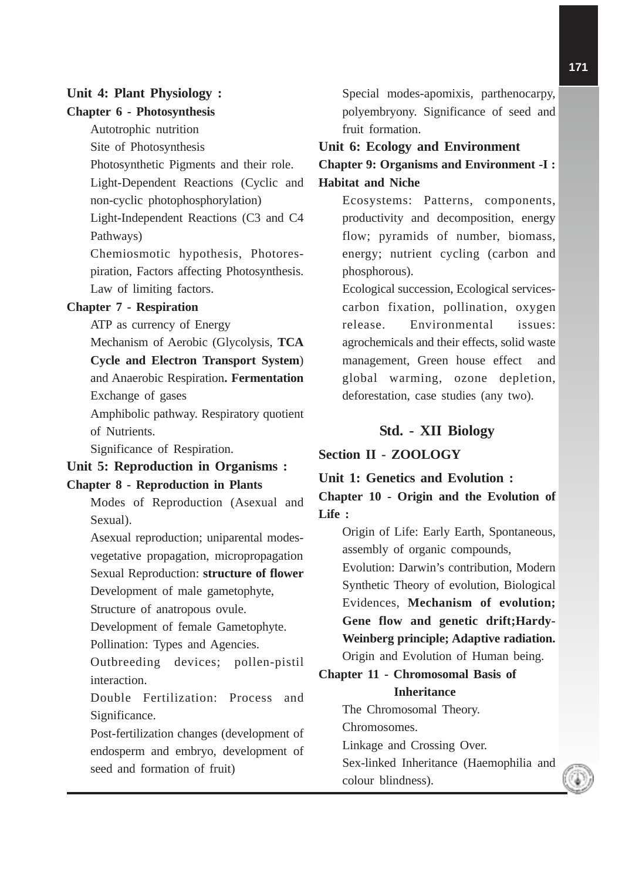### Unit 4: Plant Physiology :

**Chapter 6 - Photosynthesis**

Autotrophic nutrition

Site of Photosynthesis

Photosynthetic Pigments and their role.

Light-Dependent Reactions (Cyclic and non-cyclic photophosphorylation)

Light-Independent Reactions (C3 and C4 Pathways)

Chemiosmotic hypothesis, Photorespiration, Factors affecting Photosynthesis. Law of limiting factors.

**Chapter 7 - Respiration**

ATP as currency of Energy

Mechanism of Aerobic (Glycolysis, **TCA Cycle and Electron Transport System**) and Anaerobic Respiration**. Fermentation**

Exchange of gases

Amphibolic pathway. Respiratory quotient of Nutrients.

Significance of Respiration.

### Unit 5: Reproduction in Organisms :

**Chapter 8 - Reproduction in Plants**

Modes of Reproduction (Asexual and Sexual).

Asexual reproduction; uniparental modes-vegetative propagation, micropropagation

Sexual Reproduction: **structure of flower**

Development of male gametophyte,

Structure of anatropous ovule.

Development of female Gametophyte.

Pollination: Types and Agencies.

Outbreeding devices; pollen-pistil interaction.

Double Fertilization: Process and Significance.

Post-fertilization changes (development of endosperm and embryo, development of seed and formation of fruit)

Special modes-apomixis, parthenocarpy, polyembryony. Significance of seed and fruit formation.

### Unit 6: Ecology and Environment

**Chapter 9: Organisms and Environment -I : Habitat and Niche**

Ecosystems: Patterns, components, productivity and decomposition, energy flow; pyramids of number, biomass, energy; nutrient cycling (carbon and phosphorous).

Ecological succession, Ecological services-carbon fixation, pollination, oxygen release. Environmental issues: agrochemicals and their effects, solid waste management, Green house effect and global warming, ozone depletion, deforestation, case studies (any two).

## Std. - XII Biology

### Section II - ZOOLOGY

### Unit 1: Genetics and Evolution :

**Chapter 10 - Origin and the Evolution of Life :**

Origin of Life: Early Earth, Spontaneous, assembly of organic compounds,

Evolution: Darwin's contribution, Modern Synthetic Theory of evolution, Biological Evidences, **Mechanism of evolution; Gene flow and genetic drift;Hardy-Weinberg principle; Adaptive radiation.**

Origin and Evolution of Human being.

**Chapter 11 - Chromosomal Basis of Inheritance**

The Chromosomal Theory.

Chromosomes.

Linkage and Crossing Over.

Sex-linked Inheritance (Haemophilia and colour blindness).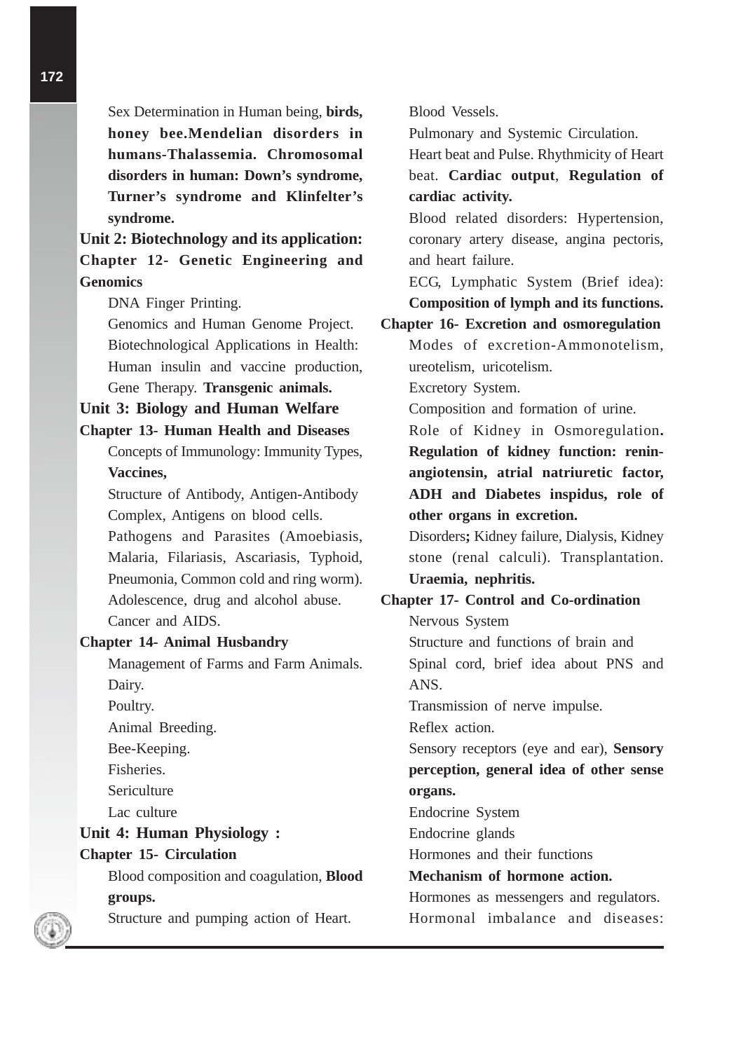Sex Determination in Human being, **birds, honey bee.Mendelian disorders in humans-Thalassemia. Chromosomal disorders in human: Down's syndrome, Turner's syndrome and Klinfelter's syndrome.**

## Unit 2: Biotechnology and its application:

### Chapter 12- Genetic Engineering and Genomics

DNA Finger Printing.

Genomics and Human Genome Project.

Biotechnological Applications in Health: Human insulin and vaccine production, Gene Therapy. **Transgenic animals.**

## Unit 3: Biology and Human Welfare

### Chapter 13- Human Health and Diseases

Concepts of Immunology: Immunity Types, **Vaccines,**

Structure of Antibody, Antigen-Antibody Complex, Antigens on blood cells.

Pathogens and Parasites (Amoebiasis, Malaria, Filariasis, Ascariasis, Typhoid, Pneumonia, Common cold and ring worm).

Adolescence, drug and alcohol abuse.

Cancer and AIDS.

### Chapter 14- Animal Husbandry

Management of Farms and Farm Animals.

Dairy.

Poultry.

Animal Breeding.

Bee-Keeping.

Fisheries.

Sericulture

Lac culture

## Unit 4: Human Physiology :

### Chapter 15- Circulation

Blood composition and coagulation, **Blood groups.**

Structure and pumping action of Heart.

Blood Vessels.

Pulmonary and Systemic Circulation.

Heart beat and Pulse. Rhythmicity of Heart beat. **Cardiac output**, **Regulation of cardiac activity.**

Blood related disorders: Hypertension, coronary artery disease, angina pectoris, and heart failure.

ECG, Lymphatic System (Brief idea): **Composition of lymph and its functions.**

### Chapter 16- Excretion and osmoregulation

Modes of excretion-Ammonotelism, ureotelism, uricotelism.

Excretory System.

Composition and formation of urine.

Role of Kidney in Osmoregulation**. Regulation of kidney function: renin-angiotensin, atrial natriuretic factor, ADH and Diabetes inspidus, role of other organs in excretion.**

Disorders**;** Kidney failure, Dialysis, Kidney stone (renal calculi). Transplantation. **Uraemia, nephritis.**

### Chapter 17- Control and Co-ordination

Nervous System

Structure and functions of brain and Spinal cord, brief idea about PNS and ANS.

Transmission of nerve impulse.

Reflex action.

Sensory receptors (eye and ear), **Sensory perception, general idea of other sense organs.**

Endocrine System

Endocrine glands

Hormones and their functions

**Mechanism of hormone action.**

Hormones as messengers and regulators.

Hormonal imbalance and diseases: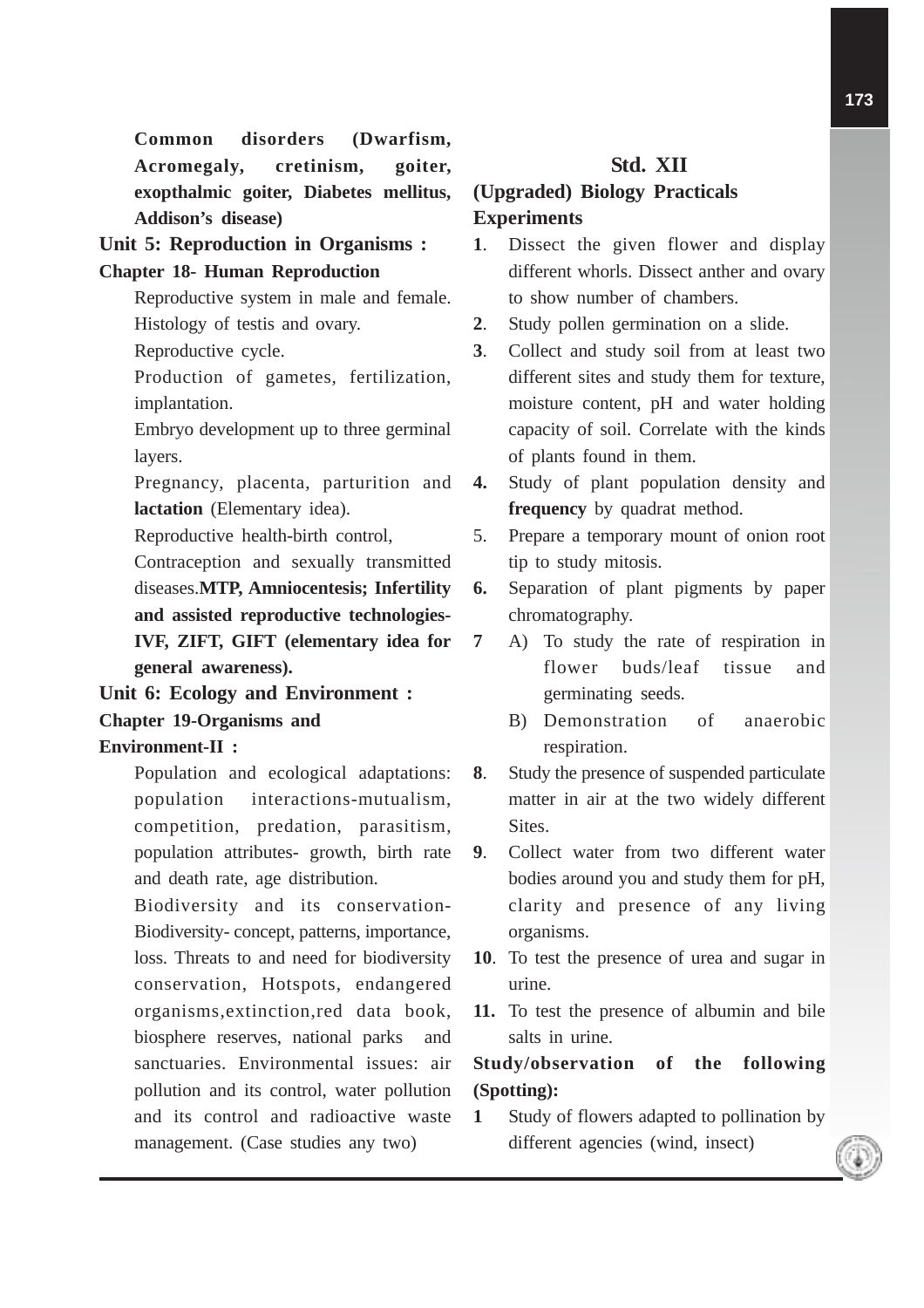**Common disorders (Dwarfism, Acromegaly, cretinism, goiter, exopthalmic goiter, Diabetes mellitus, Addison's disease)**

## Unit 5: Reproduction in Organisms :

### Chapter 18- Human Reproduction

Reproductive system in male and female. Histology of testis and ovary.

Reproductive cycle.

Production of gametes, fertilization, implantation.

Embryo development up to three germinal layers.

Pregnancy, placenta, parturition and **lactation** (Elementary idea).

Reproductive health-birth control,

Contraception and sexually transmitted diseases.**MTP, Amniocentesis; Infertility and assisted reproductive technologies-IVF, ZIFT, GIFT (elementary idea for general awareness).**

## Unit 6: Ecology and Environment :

### Chapter 19-Organisms and Environment-II :

Population and ecological adaptations: population interactions-mutualism, competition, predation, parasitism, population attributes- growth, birth rate and death rate, age distribution.

Biodiversity and its conservation-Biodiversity- concept, patterns, importance, loss. Threats to and need for biodiversity conservation, Hotspots, endangered organisms,extinction,red data book, biosphere reserves, national parks and sanctuaries. Environmental issues: air pollution and its control, water pollution and its control and radioactive waste management. (Case studies any two)

## Std. XII

### (Upgraded) Biology Practicals

### Experiments

**1**. Dissect the given flower and display different whorls. Dissect anther and ovary to show number of chambers.

**2**. Study pollen germination on a slide.

**3**. Collect and study soil from at least two different sites and study them for texture, moisture content, pH and water holding capacity of soil. Correlate with the kinds of plants found in them.

**4.** Study of plant population density and **frequency** by quadrat method.

5. Prepare a temporary mount of onion root tip to study mitosis.

**6.** Separation of plant pigments by paper chromatography.

**7** A) To study the rate of respiration in flower buds/leaf tissue and germinating seeds.

B) Demonstration of anaerobic respiration.

**8**. Study the presence of suspended particulate matter in air at the two widely different Sites.

**9**. Collect water from two different water bodies around you and study them for pH, clarity and presence of any living organisms.

**10**. To test the presence of urea and sugar in urine.

**11.** To test the presence of albumin and bile salts in urine.

**Study/observation of the following (Spotting):**

**1** Study of flowers adapted to pollination by different agencies (wind, insect)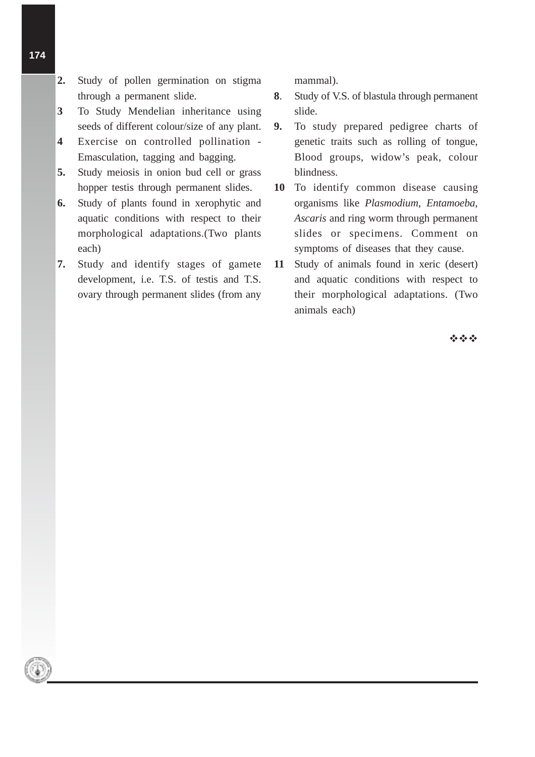2. Study of pollen germination on stigma through a permanent slide.
3. To Study Mendelian inheritance using seeds of different colour/size of any plant.
4. Exercise on controlled pollination - Emasculation, tagging and bagging.
5. Study meiosis in onion bud cell or grass hopper testis through permanent slides.
6. Study of plants found in xerophytic and aquatic conditions with respect to their morphological adaptations.(Two plants each)
7. Study and identify stages of gamete development, i.e. T.S. of testis and T.S. ovary through permanent slides (from any mammal).
8. Study of V.S. of blastula through permanent slide.
9. To study prepared pedigree charts of genetic traits such as rolling of tongue, Blood groups, widow's peak, colour blindness.
10. To identify common disease causing organisms like *Plasmodium*, *Entamoeba, Ascaris* and ring worm through permanent slides or specimens. Comment on symptoms of diseases that they cause.
11. Study of animals found in xeric (desert) and aquatic conditions with respect to their morphological adaptations. (Two animals each)

❖❖❖